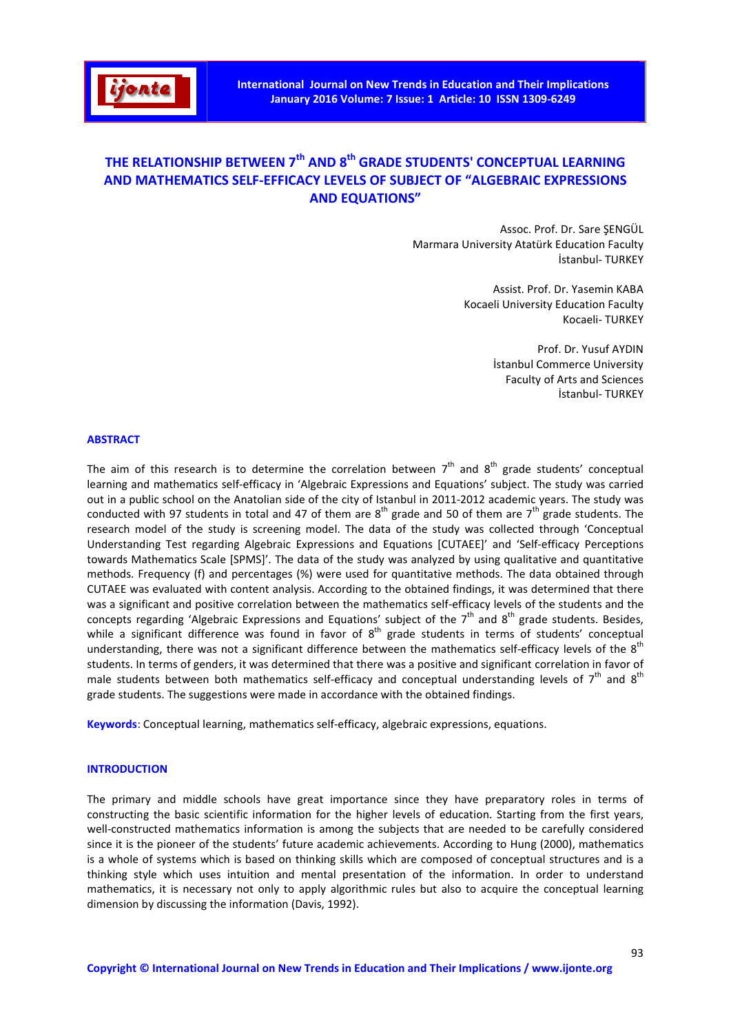# THE RELATIONSHIP BETWEEN 7th AND 8th GRADE STUDENTS' CONCEPTUAL LEARNING AND MATHEMATICS SELF-EFFICACY LEVELS OF SUBJECT OF "ALGEBRAIC EXPRESSIONS AND EQUATIONS"

Assoc. Prof. Dr. Sare ŞENGÜL
Marmara University Atatürk Education Faculty
İstanbul- TURKEY

Assist. Prof. Dr. Yasemin KABA
Kocaeli University Education Faculty
Kocaeli- TURKEY

Prof. Dr. Yusuf AYDIN
İstanbul Commerce University
Faculty of Arts and Sciences
İstanbul- TURKEY

## ABSTRACT

The aim of this research is to determine the correlation between 7th and 8th grade students' conceptual learning and mathematics self-efficacy in 'Algebraic Expressions and Equations' subject. The study was carried out in a public school on the Anatolian side of the city of Istanbul in 2011-2012 academic years. The study was conducted with 97 students in total and 47 of them are 8th grade and 50 of them are 7th grade students. The research model of the study is screening model. The data of the study was collected through 'Conceptual Understanding Test regarding Algebraic Expressions and Equations [CUTAEE]' and 'Self-efficacy Perceptions towards Mathematics Scale [SPMS]'. The data of the study was analyzed by using qualitative and quantitative methods. Frequency (f) and percentages (%) were used for quantitative methods. The data obtained through CUTAEE was evaluated with content analysis. According to the obtained findings, it was determined that there was a significant and positive correlation between the mathematics self-efficacy levels of the students and the concepts regarding 'Algebraic Expressions and Equations' subject of the 7th and 8th grade students. Besides, while a significant difference was found in favor of 8th grade students in terms of students' conceptual understanding, there was not a significant difference between the mathematics self-efficacy levels of the 8th students. In terms of genders, it was determined that there was a positive and significant correlation in favor of male students between both mathematics self-efficacy and conceptual understanding levels of 7th and 8th grade students. The suggestions were made in accordance with the obtained findings.

**Keywords**: Conceptual learning, mathematics self-efficacy, algebraic expressions, equations.

## INTRODUCTION

The primary and middle schools have great importance since they have preparatory roles in terms of constructing the basic scientific information for the higher levels of education. Starting from the first years, well-constructed mathematics information is among the subjects that are needed to be carefully considered since it is the pioneer of the students' future academic achievements. According to Hung (2000), mathematics is a whole of systems which is based on thinking skills which are composed of conceptual structures and is a thinking style which uses intuition and mental presentation of the information. In order to understand mathematics, it is necessary not only to apply algorithmic rules but also to acquire the conceptual learning dimension by discussing the information (Davis, 1992).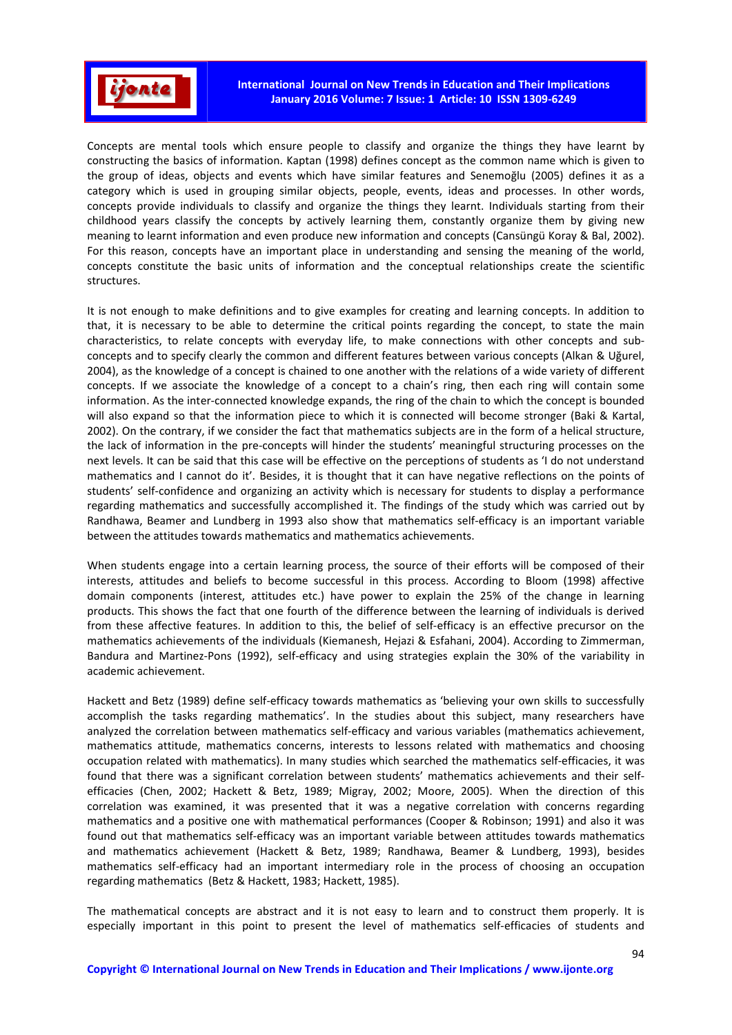Concepts are mental tools which ensure people to classify and organize the things they have learnt by constructing the basics of information. Kaptan (1998) defines concept as the common name which is given to the group of ideas, objects and events which have similar features and Senemoğlu (2005) defines it as a category which is used in grouping similar objects, people, events, ideas and processes. In other words, concepts provide individuals to classify and organize the things they learnt. Individuals starting from their childhood years classify the concepts by actively learning them, constantly organize them by giving new meaning to learnt information and even produce new information and concepts (Cansüngü Koray & Bal, 2002). For this reason, concepts have an important place in understanding and sensing the meaning of the world, concepts constitute the basic units of information and the conceptual relationships create the scientific structures.

It is not enough to make definitions and to give examples for creating and learning concepts. In addition to that, it is necessary to be able to determine the critical points regarding the concept, to state the main characteristics, to relate concepts with everyday life, to make connections with other concepts and sub-concepts and to specify clearly the common and different features between various concepts (Alkan & Uğurel, 2004), as the knowledge of a concept is chained to one another with the relations of a wide variety of different concepts. If we associate the knowledge of a concept to a chain's ring, then each ring will contain some information. As the inter-connected knowledge expands, the ring of the chain to which the concept is bounded will also expand so that the information piece to which it is connected will become stronger (Baki & Kartal, 2002). On the contrary, if we consider the fact that mathematics subjects are in the form of a helical structure, the lack of information in the pre-concepts will hinder the students' meaningful structuring processes on the next levels. It can be said that this case will be effective on the perceptions of students as 'I do not understand mathematics and I cannot do it'. Besides, it is thought that it can have negative reflections on the points of students' self-confidence and organizing an activity which is necessary for students to display a performance regarding mathematics and successfully accomplished it. The findings of the study which was carried out by Randhawa, Beamer and Lundberg in 1993 also show that mathematics self-efficacy is an important variable between the attitudes towards mathematics and mathematics achievements.

When students engage into a certain learning process, the source of their efforts will be composed of their interests, attitudes and beliefs to become successful in this process. According to Bloom (1998) affective domain components (interest, attitudes etc.) have power to explain the 25% of the change in learning products. This shows the fact that one fourth of the difference between the learning of individuals is derived from these affective features. In addition to this, the belief of self-efficacy is an effective precursor on the mathematics achievements of the individuals (Kiemanesh, Hejazi & Esfahani, 2004). According to Zimmerman, Bandura and Martinez-Pons (1992), self-efficacy and using strategies explain the 30% of the variability in academic achievement.

Hackett and Betz (1989) define self-efficacy towards mathematics as 'believing your own skills to successfully accomplish the tasks regarding mathematics'. In the studies about this subject, many researchers have analyzed the correlation between mathematics self-efficacy and various variables (mathematics achievement, mathematics attitude, mathematics concerns, interests to lessons related with mathematics and choosing occupation related with mathematics). In many studies which searched the mathematics self-efficacies, it was found that there was a significant correlation between students' mathematics achievements and their self-efficacies (Chen, 2002; Hackett & Betz, 1989; Migray, 2002; Moore, 2005). When the direction of this correlation was examined, it was presented that it was a negative correlation with concerns regarding mathematics and a positive one with mathematical performances (Cooper & Robinson; 1991) and also it was found out that mathematics self-efficacy was an important variable between attitudes towards mathematics and mathematics achievement (Hackett & Betz, 1989; Randhawa, Beamer & Lundberg, 1993), besides mathematics self-efficacy had an important intermediary role in the process of choosing an occupation regarding mathematics (Betz & Hackett, 1983; Hackett, 1985).

The mathematical concepts are abstract and it is not easy to learn and to construct them properly. It is especially important in this point to present the level of mathematics self-efficacies of students and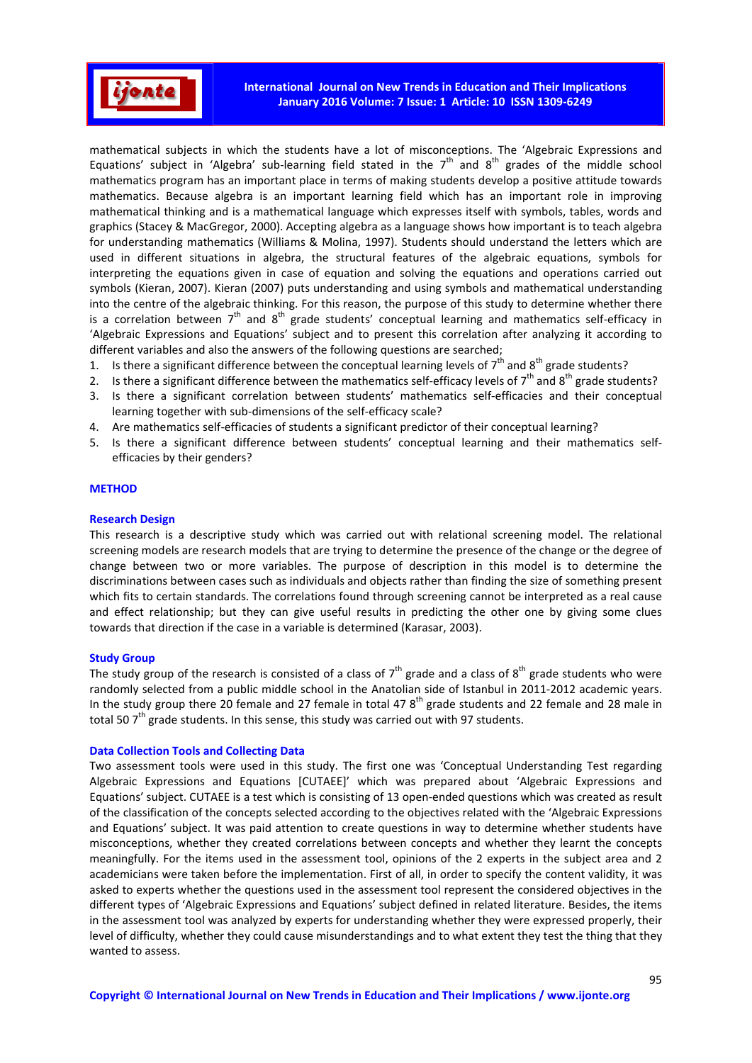mathematical subjects in which the students have a lot of misconceptions. The 'Algebraic Expressions and Equations' subject in 'Algebra' sub-learning field stated in the $7^{th}$ and $8^{th}$ grades of the middle school mathematics program has an important place in terms of making students develop a positive attitude towards mathematics. Because algebra is an important learning field which has an important role in improving mathematical thinking and is a mathematical language which expresses itself with symbols, tables, words and graphics (Stacey & MacGregor, 2000). Accepting algebra as a language shows how important is to teach algebra for understanding mathematics (Williams & Molina, 1997). Students should understand the letters which are used in different situations in algebra, the structural features of the algebraic equations, symbols for interpreting the equations given in case of equation and solving the equations and operations carried out symbols (Kieran, 2007). Kieran (2007) puts understanding and using symbols and mathematical understanding into the centre of the algebraic thinking. For this reason, the purpose of this study to determine whether there is a correlation between $7^{th}$ and $8^{th}$ grade students' conceptual learning and mathematics self-efficacy in 'Algebraic Expressions and Equations' subject and to present this correlation after analyzing it according to different variables and also the answers of the following questions are searched;

1. Is there a significant difference between the conceptual learning levels of $7^{th}$ and $8^{th}$ grade students?
2. Is there a significant difference between the mathematics self-efficacy levels of $7^{th}$ and $8^{th}$ grade students?
3. Is there a significant correlation between students' mathematics self-efficacies and their conceptual learning together with sub-dimensions of the self-efficacy scale?
4. Are mathematics self-efficacies of students a significant predictor of their conceptual learning?
5. Is there a significant difference between students' conceptual learning and their mathematics self-efficacies by their genders?

## METHOD

### Research Design

This research is a descriptive study which was carried out with relational screening model. The relational screening models are research models that are trying to determine the presence of the change or the degree of change between two or more variables. The purpose of description in this model is to determine the discriminations between cases such as individuals and objects rather than finding the size of something present which fits to certain standards. The correlations found through screening cannot be interpreted as a real cause and effect relationship; but they can give useful results in predicting the other one by giving some clues towards that direction if the case in a variable is determined (Karasar, 2003).

### Study Group

The study group of the research is consisted of a class of $7^{th}$ grade and a class of $8^{th}$ grade students who were randomly selected from a public middle school in the Anatolian side of Istanbul in 2011-2012 academic years. In the study group there 20 female and 27 female in total 47 $8^{th}$ grade students and 22 female and 28 male in total 50 $7^{th}$ grade students. In this sense, this study was carried out with 97 students.

### Data Collection Tools and Collecting Data

Two assessment tools were used in this study. The first one was 'Conceptual Understanding Test regarding Algebraic Expressions and Equations [CUTAEE]' which was prepared about 'Algebraic Expressions and Equations' subject. CUTAEE is a test which is consisting of 13 open-ended questions which was created as result of the classification of the concepts selected according to the objectives related with the 'Algebraic Expressions and Equations' subject. It was paid attention to create questions in way to determine whether students have misconceptions, whether they created correlations between concepts and whether they learnt the concepts meaningfully. For the items used in the assessment tool, opinions of the 2 experts in the subject area and 2 academicians were taken before the implementation. First of all, in order to specify the content validity, it was asked to experts whether the questions used in the assessment tool represent the considered objectives in the different types of 'Algebraic Expressions and Equations' subject defined in related literature. Besides, the items in the assessment tool was analyzed by experts for understanding whether they were expressed properly, their level of difficulty, whether they could cause misunderstandings and to what extent they test the thing that they wanted to assess.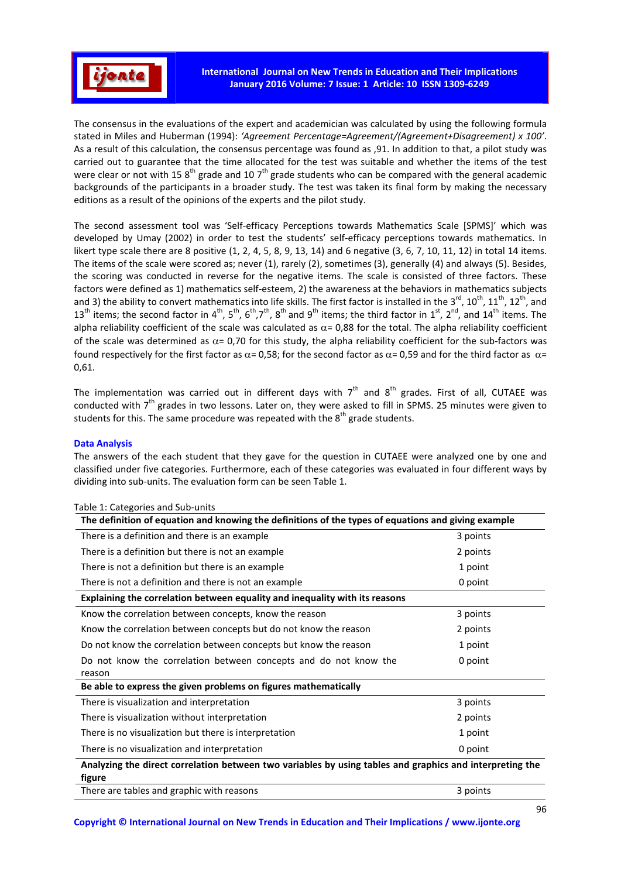The consensus in the evaluations of the expert and academician was calculated by using the following formula stated in Miles and Huberman (1994): *'Agreement Percentage=Agreement/(Agreement+Disagreement) x 100'*. As a result of this calculation, the consensus percentage was found as ,91. In addition to that, a pilot study was carried out to guarantee that the time allocated for the test was suitable and whether the items of the test were clear or not with 15 8th grade and 10 7th grade students who can be compared with the general academic backgrounds of the participants in a broader study. The test was taken its final form by making the necessary editions as a result of the opinions of the experts and the pilot study.

The second assessment tool was 'Self-efficacy Perceptions towards Mathematics Scale [SPMS]' which was developed by Umay (2002) in order to test the students' self-efficacy perceptions towards mathematics. In likert type scale there are 8 positive (1, 2, 4, 5, 8, 9, 13, 14) and 6 negative (3, 6, 7, 10, 11, 12) in total 14 items. The items of the scale were scored as; never (1), rarely (2), sometimes (3), generally (4) and always (5). Besides, the scoring was conducted in reverse for the negative items. The scale is consisted of three factors. These factors were defined as 1) mathematics self-esteem, 2) the awareness at the behaviors in mathematics subjects and 3) the ability to convert mathematics into life skills. The first factor is installed in the 3rd, 10th, 11th, 12th, and 13th items; the second factor in 4th, 5th, 6th, 7th, 8th and 9th items; the third factor in 1st, 2nd, and 14th items. The alpha reliability coefficient of the scale was calculated as $\alpha$= 0,88 for the total. The alpha reliability coefficient of the scale was determined as $\alpha$= 0,70 for this study, the alpha reliability coefficient for the sub-factors was found respectively for the first factor as $\alpha$= 0,58; for the second factor as $\alpha$= 0,59 and for the third factor as $\alpha$= 0,61.

The implementation was carried out in different days with 7th and 8th grades. First of all, CUTAEE was conducted with 7th grades in two lessons. Later on, they were asked to fill in SPMS. 25 minutes were given to students for this. The same procedure was repeated with the 8th grade students.

### Data Analysis

The answers of the each student that they gave for the question in CUTAEE were analyzed one by one and classified under five categories. Furthermore, each of these categories was evaluated in four different ways by dividing into sub-units. The evaluation form can be seen Table 1.

Table 1: Categories and Sub-units

| **The definition of equation and knowing the definitions of the types of equations and giving example** | |
|---|---|
| There is a definition and there is an example | 3 points |
| There is a definition but there is not an example | 2 points |
| There is not a definition but there is an example | 1 point |
| There is not a definition and there is not an example | 0 point |
| **Explaining the correlation between equality and inequality with its reasons** | |
| Know the correlation between concepts, know the reason | 3 points |
| Know the correlation between concepts but do not know the reason | 2 points |
| Do not know the correlation between concepts but know the reason | 1 point |
| Do not know the correlation between concepts and do not know the reason | 0 point |
| **Be able to express the given problems on figures mathematically** | |
| There is visualization and interpretation | 3 points |
| There is visualization without interpretation | 2 points |
| There is no visualization but there is interpretation | 1 point |
| There is no visualization and interpretation | 0 point |
| **Analyzing the direct correlation between two variables by using tables and graphics and interpreting the figure** | |
| There are tables and graphic with reasons | 3 points |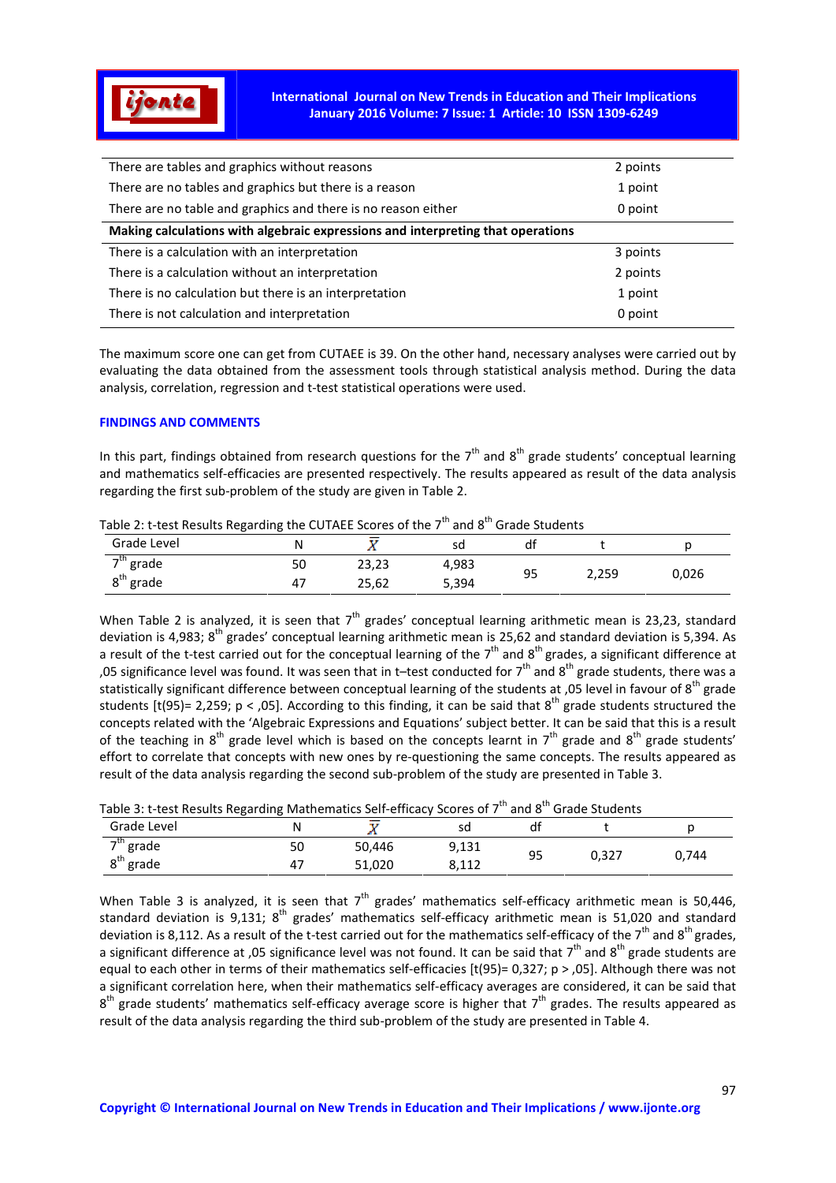| | |
|---|---|
| There are tables and graphics without reasons | 2 points |
| There are no tables and graphics but there is a reason | 1 point |
| There are no table and graphics and there is no reason either | 0 point |
| **Making calculations with algebraic expressions and interpreting that operations** | |
| There is a calculation with an interpretation | 3 points |
| There is a calculation without an interpretation | 2 points |
| There is no calculation but there is an interpretation | 1 point |
| There is not calculation and interpretation | 0 point |

The maximum score one can get from CUTAEE is 39. On the other hand, necessary analyses were carried out by evaluating the data obtained from the assessment tools through statistical analysis method. During the data analysis, correlation, regression and t-test statistical operations were used.

## FINDINGS AND COMMENTS

In this part, findings obtained from research questions for the 7th and 8th grade students' conceptual learning and mathematics self-efficacies are presented respectively. The results appeared as result of the data analysis regarding the first sub-problem of the study are given in Table 2.

Table 2: t-test Results Regarding the CUTAEE Scores of the 7th and 8th Grade Students

| Grade Level | N | $\bar{X}$ | sd | df | t | p |
|---|---|---|---|---|---|---|
| 7th grade | 50 | 23,23 | 4,983 | 95 | 2,259 | 0,026 |
| 8th grade | 47 | 25,62 | 5,394 | | | |

When Table 2 is analyzed, it is seen that 7th grades' conceptual learning arithmetic mean is 23,23, standard deviation is 4,983; 8th grades' conceptual learning arithmetic mean is 25,62 and standard deviation is 5,394. As a result of the t-test carried out for the conceptual learning of the 7th and 8th grades, a significant difference at ,05 significance level was found. It was seen that in t–test conducted for 7th and 8th grade students, there was a statistically significant difference between conceptual learning of the students at ,05 level in favour of 8th grade students [$t(95)= 2,259$; $p < ,05$]. According to this finding, it can be said that 8th grade students structured the concepts related with the 'Algebraic Expressions and Equations' subject better. It can be said that this is a result of the teaching in 8th grade level which is based on the concepts learnt in 7th grade and 8th grade students' effort to correlate that concepts with new ones by re-questioning the same concepts. The results appeared as result of the data analysis regarding the second sub-problem of the study are presented in Table 3.

Table 3: t-test Results Regarding Mathematics Self-efficacy Scores of 7th and 8th Grade Students

| Grade Level | N | $\bar{X}$ | sd | df | t | p |
|---|---|---|---|---|---|---|
| 7th grade | 50 | 50,446 | 9,131 | 95 | 0,327 | 0,744 |
| 8th grade | 47 | 51,020 | 8,112 | | | |

When Table 3 is analyzed, it is seen that 7th grades' mathematics self-efficacy arithmetic mean is 50,446, standard deviation is 9,131; 8th grades' mathematics self-efficacy arithmetic mean is 51,020 and standard deviation is 8,112. As a result of the t-test carried out for the mathematics self-efficacy of the 7th and 8th grades, a significant difference at ,05 significance level was not found. It can be said that 7th and 8th grade students are equal to each other in terms of their mathematics self-efficacies [$t(95)= 0,327$; $p > ,05$]. Although there was not a significant correlation here, when their mathematics self-efficacy averages are considered, it can be said that 8th grade students' mathematics self-efficacy average score is higher that 7th grades. The results appeared as result of the data analysis regarding the third sub-problem of the study are presented in Table 4.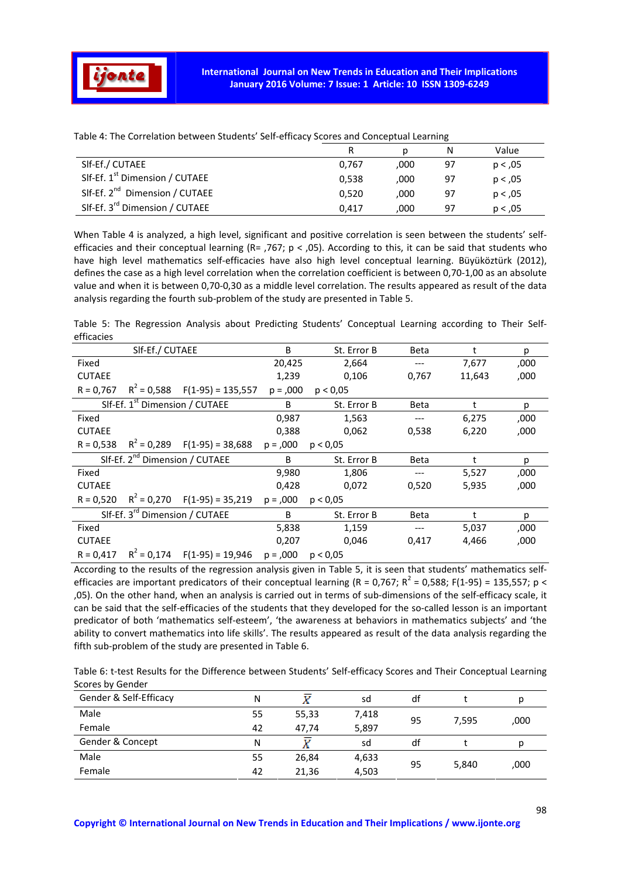Table 4: The Correlation between Students' Self-efficacy Scores and Conceptual Learning

| | R | p | N | Value |
|---|---|---|---|---|
| Slf-Ef./ CUTAEE | 0,767 | ,000 | 97 | p < ,05 |
| Slf-Ef. 1st Dimension / CUTAEE | 0,538 | ,000 | 97 | p < ,05 |
| Slf-Ef. 2nd Dimension / CUTAEE | 0,520 | ,000 | 97 | p < ,05 |
| Slf-Ef. 3rd Dimension / CUTAEE | 0,417 | ,000 | 97 | p < ,05 |

When Table 4 is analyzed, a high level, significant and positive correlation is seen between the students' self-efficacies and their conceptual learning (R= ,767; p < ,05). According to this, it can be said that students who have high level mathematics self-efficacies have also high level conceptual learning. Büyüköztürk (2012), defines the case as a high level correlation when the correlation coefficient is between 0,70-1,00 as an absolute value and when it is between 0,70-0,30 as a middle level correlation. The results appeared as result of the data analysis regarding the fourth sub-problem of the study are presented in Table 5.

Table 5: The Regression Analysis about Predicting Students' Conceptual Learning according to Their Self-efficacies

| Slf-Ef./ CUTAEE | B | St. Error B | Beta | t | p |
|---|---|---|---|---|---|
| Fixed | 20,425 | 2,664 | --- | 7,677 | ,000 |
| CUTAEE | 1,239 | 0,106 | 0,767 | 11,643 | ,000 |
| R = 0,767 $R^2$ = 0,588 F(1-95) = 135,557 | p = ,000 | p < 0,05 | | | |
| **Slf-Ef. 1st Dimension / CUTAEE** | **B** | **St. Error B** | **Beta** | **t** | **p** |
| Fixed | 0,987 | 1,563 | --- | 6,275 | ,000 |
| CUTAEE | 0,388 | 0,062 | 0,538 | 6,220 | ,000 |
| R = 0,538 $R^2$ = 0,289 F(1-95) = 38,688 | p = ,000 | p < 0,05 | | | |
| **Slf-Ef. 2nd Dimension / CUTAEE** | **B** | **St. Error B** | **Beta** | **t** | **p** |
| Fixed | 9,980 | 1,806 | --- | 5,527 | ,000 |
| CUTAEE | 0,428 | 0,072 | 0,520 | 5,935 | ,000 |
| R = 0,520 $R^2$ = 0,270 F(1-95) = 35,219 | p = ,000 | p < 0,05 | | | |
| **Slf-Ef. 3rd Dimension / CUTAEE** | **B** | **St. Error B** | **Beta** | **t** | **p** |
| Fixed | 5,838 | 1,159 | --- | 5,037 | ,000 |
| CUTAEE | 0,207 | 0,046 | 0,417 | 4,466 | ,000 |
| R = 0,417 $R^2$ = 0,174 F(1-95) = 19,946 | p = ,000 | p < 0,05 | | | |

According to the results of the regression analysis given in Table 5, it is seen that students' mathematics self-efficacies are important predicators of their conceptual learning (R = 0,767; $R^2$ = 0,588; F(1-95) = 135,557; p < ,05). On the other hand, when an analysis is carried out in terms of sub-dimensions of the self-efficacy scale, it can be said that the self-efficacies of the students that they developed for the so-called lesson is an important predicator of both 'mathematics self-esteem', 'the awareness at behaviors in mathematics subjects' and 'the ability to convert mathematics into life skills'. The results appeared as result of the data analysis regarding the fifth sub-problem of the study are presented in Table 6.

Table 6: t-test Results for the Difference between Students' Self-efficacy Scores and Their Conceptual Learning Scores by Gender

| Gender & Self-Efficacy | N | $\bar{X}$ | sd | df | t | p |
|---|---|---|---|---|---|---|
| Male | 55 | 55,33 | 7,418 | 95 | 7,595 | ,000 |
| Female | 42 | 47,74 | 5,897 | | | |
| **Gender & Concept** | **N** | $\bar{X}$ | **sd** | **df** | **t** | **p** |
| Male | 55 | 26,84 | 4,633 | 95 | 5,840 | ,000 |
| Female | 42 | 21,36 | 4,503 | | | |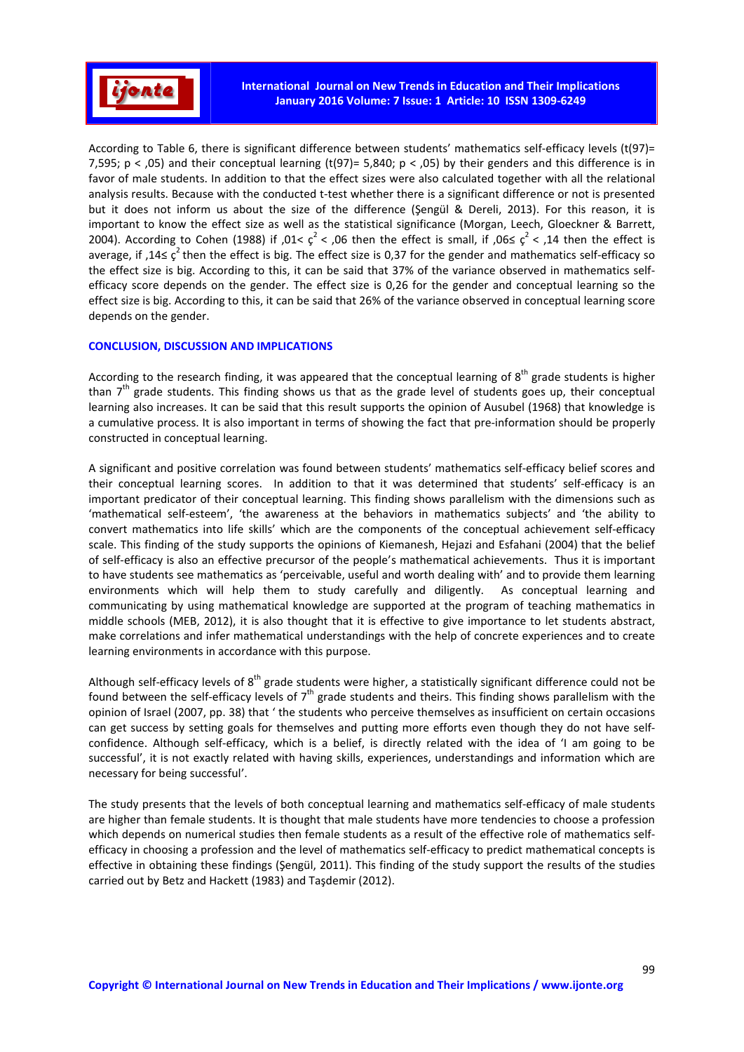According to Table 6, there is significant difference between students' mathematics self-efficacy levels ($t(97) = 7{,}595$; $p < {,}05$) and their conceptual learning ($t(97) = 5{,}840$; $p < {,}05$) by their genders and this difference is in favor of male students. In addition to that the effect sizes were also calculated together with all the relational analysis results. Because with the conducted t-test whether there is a significant difference or not is presented but it does not inform us about the size of the difference (Şengül & Dereli, 2013). For this reason, it is important to know the effect size as well as the statistical significance (Morgan, Leech, Gloeckner & Barrett, 2004). According to Cohen (1988) if $,01 < \varsigma^2 < ,06$ then the effect is small, if $,06 \leq \varsigma^2 < ,14$ then the effect is average, if $,14 \leq \varsigma^2$ then the effect is big. The effect size is 0,37 for the gender and mathematics self-efficacy so the effect size is big. According to this, it can be said that 37% of the variance observed in mathematics self-efficacy score depends on the gender. The effect size is 0,26 for the gender and conceptual learning so the effect size is big. According to this, it can be said that 26% of the variance observed in conceptual learning score depends on the gender.

## CONCLUSION, DISCUSSION AND IMPLICATIONS

According to the research finding, it was appeared that the conceptual learning of 8th grade students is higher than 7th grade students. This finding shows us that as the grade level of students goes up, their conceptual learning also increases. It can be said that this result supports the opinion of Ausubel (1968) that knowledge is a cumulative process. It is also important in terms of showing the fact that pre-information should be properly constructed in conceptual learning.

A significant and positive correlation was found between students' mathematics self-efficacy belief scores and their conceptual learning scores. In addition to that it was determined that students' self-efficacy is an important predicator of their conceptual learning. This finding shows parallelism with the dimensions such as 'mathematical self-esteem', 'the awareness at the behaviors in mathematics subjects' and 'the ability to convert mathematics into life skills' which are the components of the conceptual achievement self-efficacy scale. This finding of the study supports the opinions of Kiemanesh, Hejazi and Esfahani (2004) that the belief of self-efficacy is also an effective precursor of the people's mathematical achievements. Thus it is important to have students see mathematics as 'perceivable, useful and worth dealing with' and to provide them learning environments which will help them to study carefully and diligently. As conceptual learning and communicating by using mathematical knowledge are supported at the program of teaching mathematics in middle schools (MEB, 2012), it is also thought that it is effective to give importance to let students abstract, make correlations and infer mathematical understandings with the help of concrete experiences and to create learning environments in accordance with this purpose.

Although self-efficacy levels of 8th grade students were higher, a statistically significant difference could not be found between the self-efficacy levels of 7th grade students and theirs. This finding shows parallelism with the opinion of Israel (2007, pp. 38) that ' the students who perceive themselves as insufficient on certain occasions can get success by setting goals for themselves and putting more efforts even though they do not have self-confidence. Although self-efficacy, which is a belief, is directly related with the idea of 'I am going to be successful', it is not exactly related with having skills, experiences, understandings and information which are necessary for being successful'.

The study presents that the levels of both conceptual learning and mathematics self-efficacy of male students are higher than female students. It is thought that male students have more tendencies to choose a profession which depends on numerical studies then female students as a result of the effective role of mathematics self-efficacy in choosing a profession and the level of mathematics self-efficacy to predict mathematical concepts is effective in obtaining these findings (Şengül, 2011). This finding of the study support the results of the studies carried out by Betz and Hackett (1983) and Taşdemir (2012).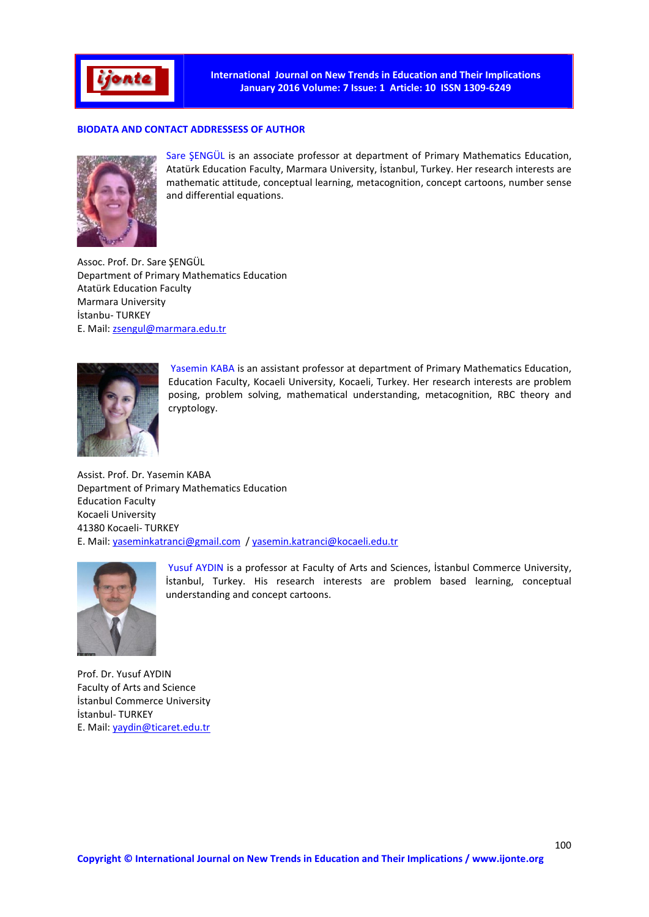## BIODATA AND CONTACT ADDRESSESS OF AUTHOR

Sare ŞENGÜL is an associate professor at department of Primary Mathematics Education, Atatürk Education Faculty, Marmara University, İstanbul, Turkey. Her research interests are mathematic attitude, conceptual learning, metacognition, concept cartoons, number sense and differential equations.

Assoc. Prof. Dr. Sare ŞENGÜL
Department of Primary Mathematics Education
Atatürk Education Faculty
Marmara University
İstanbu- TURKEY
E. Mail: zsengul@marmara.edu.tr

Yasemin KABA is an assistant professor at department of Primary Mathematics Education, Education Faculty, Kocaeli University, Kocaeli, Turkey. Her research interests are problem posing, problem solving, mathematical understanding, metacognition, RBC theory and cryptology.

Assist. Prof. Dr. Yasemin KABA
Department of Primary Mathematics Education
Education Faculty
Kocaeli University
41380 Kocaeli- TURKEY
E. Mail: yaseminkatranci@gmail.com / yasemin.katranci@kocaeli.edu.tr

Yusuf AYDIN is a professor at Faculty of Arts and Sciences, İstanbul Commerce University, İstanbul, Turkey. His research interests are problem based learning, conceptual understanding and concept cartoons.

Prof. Dr. Yusuf AYDIN
Faculty of Arts and Science
İstanbul Commerce University
İstanbul- TURKEY
E. Mail: yaydin@ticaret.edu.tr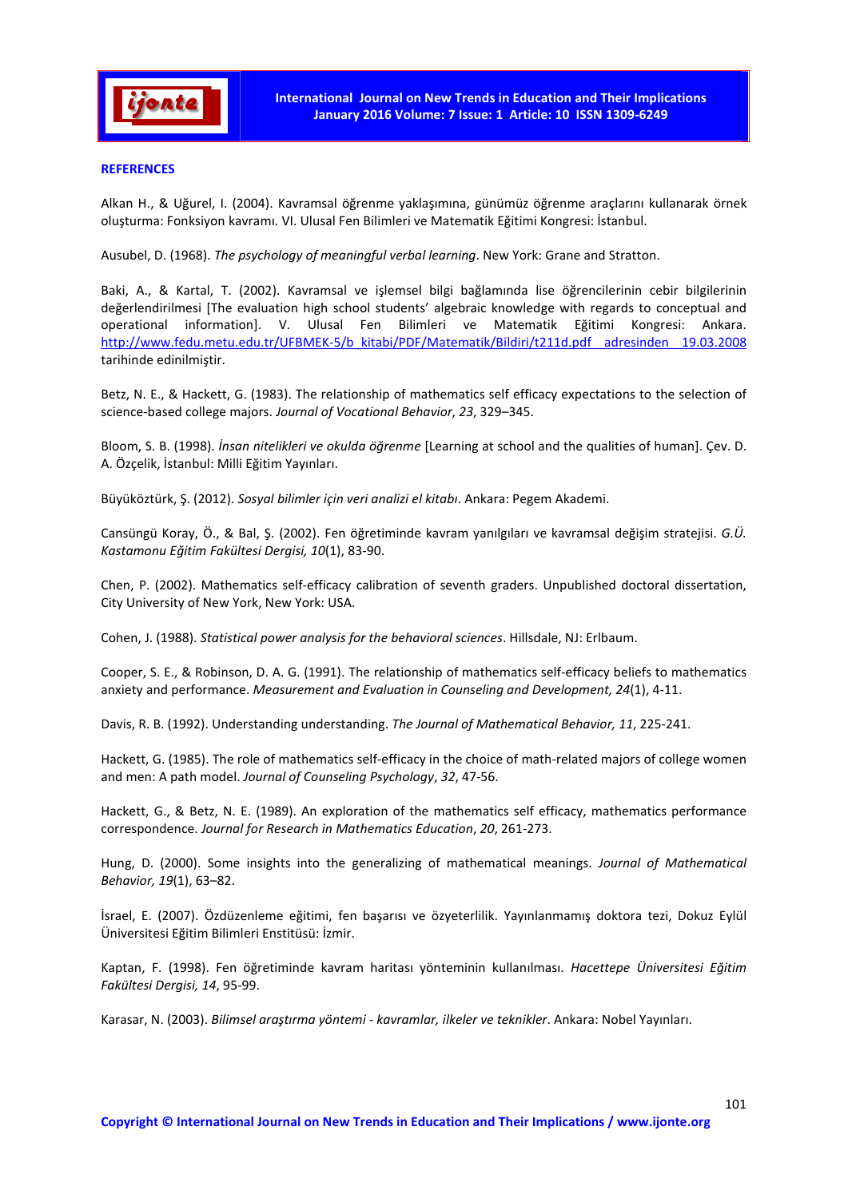## REFERENCES

Alkan H., & Uğurel, I. (2004). Kavramsal öğrenme yaklaşımına, günümüz öğrenme araçlarını kullanarak örnek oluşturma: Fonksiyon kavramı. VI. Ulusal Fen Bilimleri ve Matematik Eğitimi Kongresi: İstanbul.

Ausubel, D. (1968). *The psychology of meaningful verbal learning*. New York: Grane and Stratton.

Baki, A., & Kartal, T. (2002). Kavramsal ve işlemsel bilgi bağlamında lise öğrencilerinin cebir bilgilerinin değerlendirilmesi [The evaluation high school students' algebraic knowledge with regards to conceptual and operational information]. V. Ulusal Fen Bilimleri ve Matematik Eğitimi Kongresi: Ankara. http://www.fedu.metu.edu.tr/UFBMEK-5/b_kitabi/PDF/Matematik/Bildiri/t211d.pdf adresinden 19.03.2008 tarihinde edinilmiştir.

Betz, N. E., & Hackett, G. (1983). The relationship of mathematics self efficacy expectations to the selection of science-based college majors. *Journal of Vocational Behavior*, *23*, 329–345.

Bloom, S. B. (1998). *İnsan nitelikleri ve okulda öğrenme* [Learning at school and the qualities of human]. Çev. D. A. Özçelik, İstanbul: Milli Eğitim Yayınları.

Büyüköztürk, Ş. (2012). *Sosyal bilimler için veri analizi el kitabı*. Ankara: Pegem Akademi.

Cansüngü Koray, Ö., & Bal, Ş. (2002). Fen öğretiminde kavram yanılgıları ve kavramsal değişim stratejisi. *G.Ü. Kastamonu Eğitim Fakültesi Dergisi, 10*(1), 83-90.

Chen, P. (2002). Mathematics self-efficacy calibration of seventh graders. Unpublished doctoral dissertation, City University of New York, New York: USA.

Cohen, J. (1988). *Statistical power analysis for the behavioral sciences*. Hillsdale, NJ: Erlbaum.

Cooper, S. E., & Robinson, D. A. G. (1991). The relationship of mathematics self-efficacy beliefs to mathematics anxiety and performance. *Measurement and Evaluation in Counseling and Development, 24*(1), 4-11.

Davis, R. B. (1992). Understanding understanding. *The Journal of Mathematical Behavior, 11*, 225-241.

Hackett, G. (1985). The role of mathematics self-efficacy in the choice of math-related majors of college women and men: A path model. *Journal of Counseling Psychology*, *32*, 47-56.

Hackett, G., & Betz, N. E. (1989). An exploration of the mathematics self efficacy, mathematics performance correspondence. *Journal for Research in Mathematics Education*, *20*, 261-273.

Hung, D. (2000). Some insights into the generalizing of mathematical meanings. *Journal of Mathematical Behavior, 19*(1), 63–82.

İsrael, E. (2007). Özdüzenleme eğitimi, fen başarısı ve özyeterlilik. Yayınlanmamış doktora tezi, Dokuz Eylül Üniversitesi Eğitim Bilimleri Enstitüsü: İzmir.

Kaptan, F. (1998). Fen öğretiminde kavram haritası yönteminin kullanılması. *Hacettepe Üniversitesi Eğitim Fakültesi Dergisi, 14*, 95-99.

Karasar, N. (2003). *Bilimsel araştırma yöntemi - kavramlar, ilkeler ve teknikler*. Ankara: Nobel Yayınları.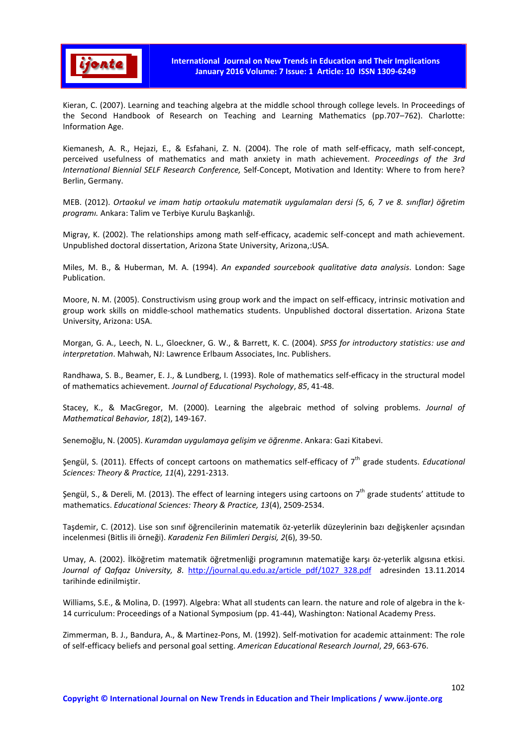Kieran, C. (2007). Learning and teaching algebra at the middle school through college levels. In Proceedings of the Second Handbook of Research on Teaching and Learning Mathematics (pp.707–762). Charlotte: Information Age.

Kiemanesh, A. R., Hejazi, E., & Esfahani, Z. N. (2004). The role of math self-efficacy, math self-concept, perceived usefulness of mathematics and math anxiety in math achievement. *Proceedings of the 3rd International Biennial SELF Research Conference,* Self-Concept, Motivation and Identity: Where to from here? Berlin, Germany.

MEB. (2012). *Ortaokul ve imam hatip ortaokulu matematik uygulamaları dersi (5, 6, 7 ve 8. sınıflar) öğretim programı.* Ankara: Talim ve Terbiye Kurulu Başkanlığı.

Migray, K. (2002). The relationships among math self-efficacy, academic self-concept and math achievement. Unpublished doctoral dissertation, Arizona State University, Arizona,:USA.

Miles, M. B., & Huberman, M. A. (1994). *An expanded sourcebook qualitative data analysis*. London: Sage Publication.

Moore, N. M. (2005). Constructivism using group work and the impact on self-efficacy, intrinsic motivation and group work skills on middle-school mathematics students. Unpublished doctoral dissertation. Arizona State University, Arizona: USA.

Morgan, G. A., Leech, N. L., Gloeckner, G. W., & Barrett, K. C. (2004). *SPSS for introductory statistics: use and interpretation*. Mahwah, NJ: Lawrence Erlbaum Associates, Inc. Publishers.

Randhawa, S. B., Beamer, E. J., & Lundberg, I. (1993). Role of mathematics self-efficacy in the structural model of mathematics achievement. *Journal of Educational Psychology*, *85*, 41-48.

Stacey, K., & MacGregor, M. (2000). Learning the algebraic method of solving problems. *Journal of Mathematical Behavior, 18*(2), 149-167.

Senemoğlu, N. (2005). *Kuramdan uygulamaya gelişim ve öğrenme*. Ankara: Gazi Kitabevi.

Şengül, S. (2011). Effects of concept cartoons on mathematics self-efficacy of 7th grade students. *Educational Sciences: Theory & Practice, 11*(4), 2291-2313.

Şengül, S., & Dereli, M. (2013). The effect of learning integers using cartoons on 7th grade students' attitude to mathematics. *Educational Sciences: Theory & Practice, 13*(4), 2509-2534.

Taşdemir, C. (2012). Lise son sınıf öğrencilerinin matematik öz-yeterlik düzeylerinin bazı değişkenler açısından incelenmesi (Bitlis ili örneği). *Karadeniz Fen Bilimleri Dergisi, 2*(6), 39-50.

Umay, A. (2002). İlköğretim matematik öğretmenliği programının matematiğe karşı öz-yeterlik algısına etkisi. *Journal of Qafqaz University, 8*. http://journal.qu.edu.az/article_pdf/1027_328.pdf adresinden 13.11.2014 tarihinde edinilmiştir.

Williams, S.E., & Molina, D. (1997). Algebra: What all students can learn. the nature and role of algebra in the k-14 curriculum: Proceedings of a National Symposium (pp. 41-44), Washington: National Academy Press.

Zimmerman, B. J., Bandura, A., & Martinez-Pons, M. (1992). Self-motivation for academic attainment: The role of self-efficacy beliefs and personal goal setting. *American Educational Research Journal*, *29*, 663-676.